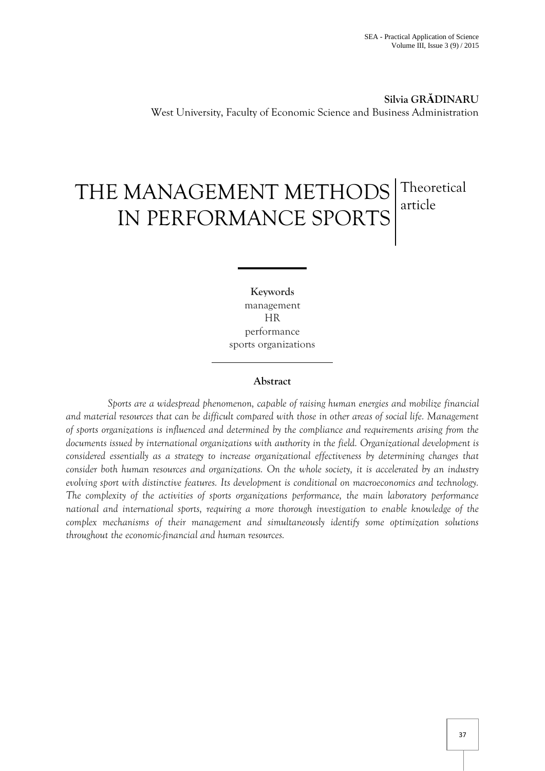**Silvia GRĂDINARU**
West University, Faculty of Economic Science and Business Administration

# THE MANAGEMENT METHODS IN PERFORMANCE SPORTS

Theoretical article

**Keywords**
management
HR
performance
sports organizations

**Abstract**

*Sports are a widespread phenomenon, capable of raising human energies and mobilize financial and material resources that can be difficult compared with those in other areas of social life. Management of sports organizations is influenced and determined by the compliance and requirements arising from the documents issued by international organizations with authority in the field. Organizational development is considered essentially as a strategy to increase organizational effectiveness by determining changes that consider both human resources and organizations. On the whole society, it is accelerated by an industry evolving sport with distinctive features. Its development is conditional on macroeconomics and technology. The complexity of the activities of sports organizations performance, the main laboratory performance national and international sports, requiring a more thorough investigation to enable knowledge of the complex mechanisms of their management and simultaneously identify some optimization solutions throughout the economic-financial and human resources.*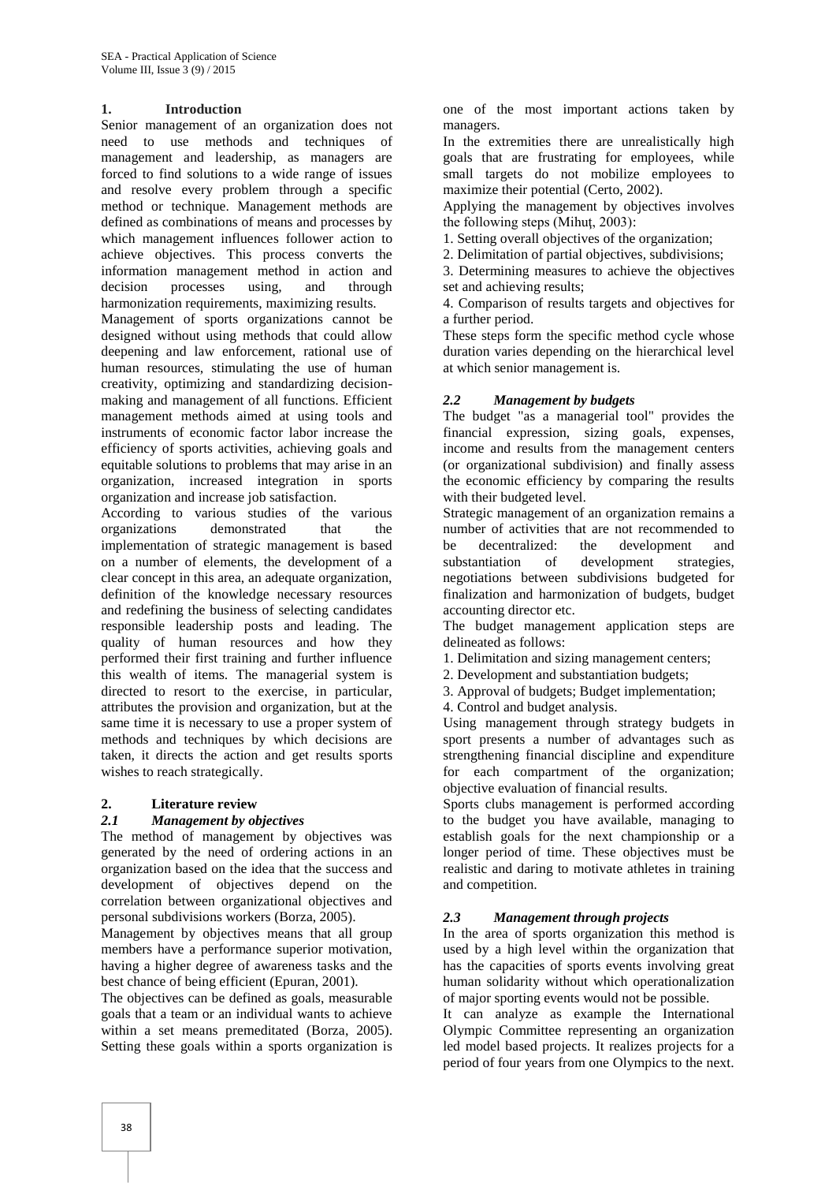## 1. Introduction

Senior management of an organization does not need to use methods and techniques of management and leadership, as managers are forced to find solutions to a wide range of issues and resolve every problem through a specific method or technique. Management methods are defined as combinations of means and processes by which management influences follower action to achieve objectives. This process converts the information management method in action and decision processes using, and through harmonization requirements, maximizing results.

Management of sports organizations cannot be designed without using methods that could allow deepening and law enforcement, rational use of human resources, stimulating the use of human creativity, optimizing and standardizing decision-making and management of all functions. Efficient management methods aimed at using tools and instruments of economic factor labor increase the efficiency of sports activities, achieving goals and equitable solutions to problems that may arise in an organization, increased integration in sports organization and increase job satisfaction.

According to various studies of the various organizations demonstrated that the implementation of strategic management is based on a number of elements, the development of a clear concept in this area, an adequate organization, definition of the knowledge necessary resources and redefining the business of selecting candidates responsible leadership posts and leading. The quality of human resources and how they performed their first training and further influence this wealth of items. The managerial system is directed to resort to the exercise, in particular, attributes the provision and organization, but at the same time it is necessary to use a proper system of methods and techniques by which decisions are taken, it directs the action and get results sports wishes to reach strategically.

## 2. Literature review

### *2.1 Management by objectives*

The method of management by objectives was generated by the need of ordering actions in an organization based on the idea that the success and development of objectives depend on the correlation between organizational objectives and personal subdivisions workers (Borza, 2005).

Management by objectives means that all group members have a performance superior motivation, having a higher degree of awareness tasks and the best chance of being efficient (Epuran, 2001).

The objectives can be defined as goals, measurable goals that a team or an individual wants to achieve within a set means premeditated (Borza, 2005). Setting these goals within a sports organization is one of the most important actions taken by managers.

In the extremities there are unrealistically high goals that are frustrating for employees, while small targets do not mobilize employees to maximize their potential (Certo, 2002).

Applying the management by objectives involves the following steps (Mihuț, 2003):

1. Setting overall objectives of the organization;
2. Delimitation of partial objectives, subdivisions;
3. Determining measures to achieve the objectives set and achieving results;
4. Comparison of results targets and objectives for a further period.

These steps form the specific method cycle whose duration varies depending on the hierarchical level at which senior management is.

### *2.2 Management by budgets*

The budget "as a managerial tool" provides the financial expression, sizing goals, expenses, income and results from the management centers (or organizational subdivision) and finally assess the economic efficiency by comparing the results with their budgeted level.

Strategic management of an organization remains a number of activities that are not recommended to be decentralized: the development and substantiation of development strategies, negotiations between subdivisions budgeted for finalization and harmonization of budgets, budget accounting director etc.

The budget management application steps are delineated as follows:

1. Delimitation and sizing management centers;
2. Development and substantiation budgets;
3. Approval of budgets; Budget implementation;
4. Control and budget analysis.

Using management through strategy budgets in sport presents a number of advantages such as strengthening financial discipline and expenditure for each compartment of the organization; objective evaluation of financial results.

Sports clubs management is performed according to the budget you have available, managing to establish goals for the next championship or a longer period of time. These objectives must be realistic and daring to motivate athletes in training and competition.

### *2.3 Management through projects*

In the area of sports organization this method is used by a high level within the organization that has the capacities of sports events involving great human solidarity without which operationalization of major sporting events would not be possible.

It can analyze as example the International Olympic Committee representing an organization led model based projects. It realizes projects for a period of four years from one Olympics to the next.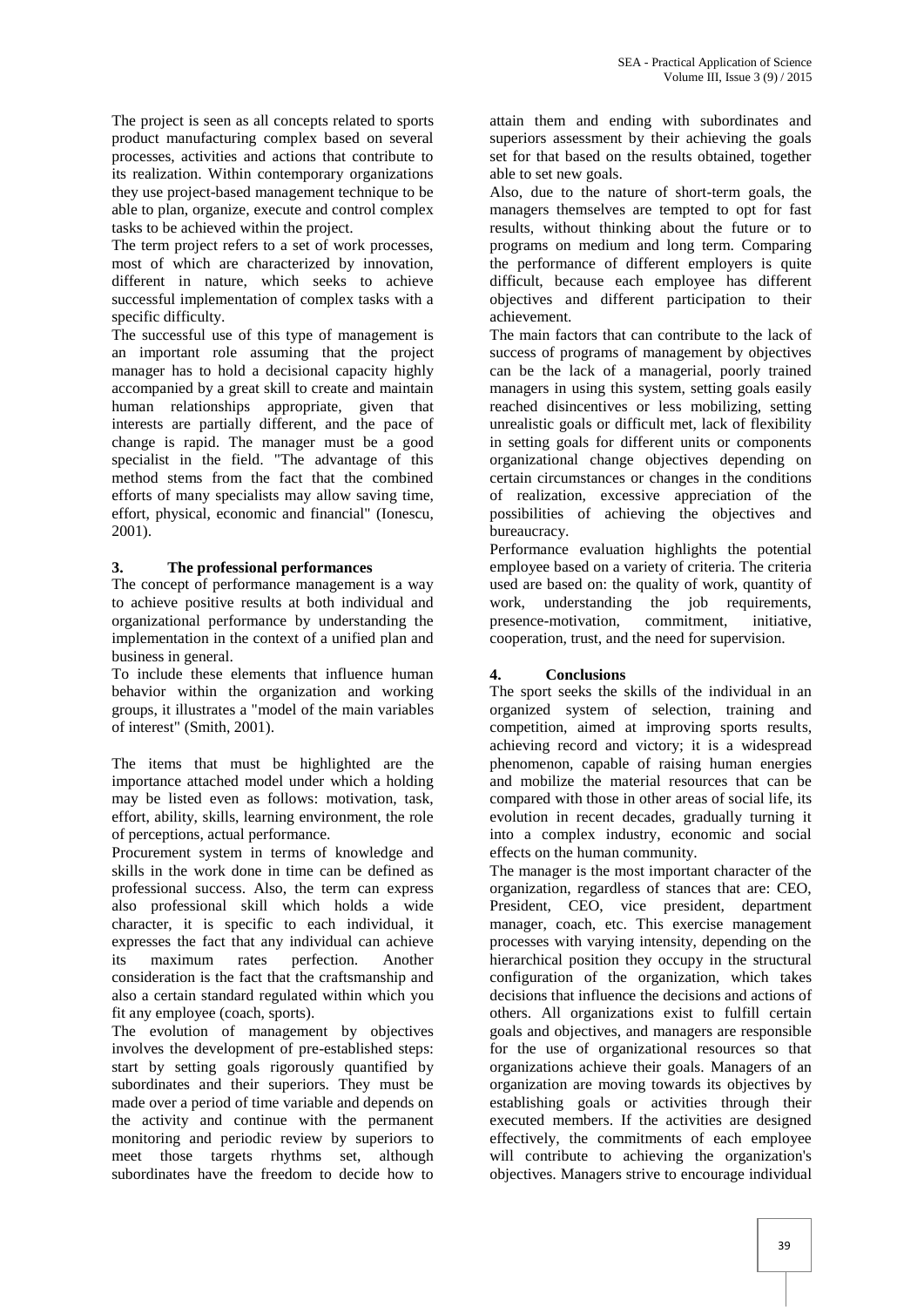The project is seen as all concepts related to sports product manufacturing complex based on several processes, activities and actions that contribute to its realization. Within contemporary organizations they use project-based management technique to be able to plan, organize, execute and control complex tasks to be achieved within the project.

The term project refers to a set of work processes, most of which are characterized by innovation, different in nature, which seeks to achieve successful implementation of complex tasks with a specific difficulty.

The successful use of this type of management is an important role assuming that the project manager has to hold a decisional capacity highly accompanied by a great skill to create and maintain human relationships appropriate, given that interests are partially different, and the pace of change is rapid. The manager must be a good specialist in the field. "The advantage of this method stems from the fact that the combined efforts of many specialists may allow saving time, effort, physical, economic and financial" (Ionescu, 2001).

## 3. The professional performances

The concept of performance management is a way to achieve positive results at both individual and organizational performance by understanding the implementation in the context of a unified plan and business in general.

To include these elements that influence human behavior within the organization and working groups, it illustrates a "model of the main variables of interest" (Smith, 2001).

The items that must be highlighted are the importance attached model under which a holding may be listed even as follows: motivation, task, effort, ability, skills, learning environment, the role of perceptions, actual performance.

Procurement system in terms of knowledge and skills in the work done in time can be defined as professional success. Also, the term can express also professional skill which holds a wide character, it is specific to each individual, it expresses the fact that any individual can achieve its maximum rates perfection. Another consideration is the fact that the craftsmanship and also a certain standard regulated within which you fit any employee (coach, sports).

The evolution of management by objectives involves the development of pre-established steps: start by setting goals rigorously quantified by subordinates and their superiors. They must be made over a period of time variable and depends on the activity and continue with the permanent monitoring and periodic review by superiors to meet those targets rhythms set, although subordinates have the freedom to decide how to attain them and ending with subordinates and superiors assessment by their achieving the goals set for that based on the results obtained, together able to set new goals.

Also, due to the nature of short-term goals, the managers themselves are tempted to opt for fast results, without thinking about the future or to programs on medium and long term. Comparing the performance of different employers is quite difficult, because each employee has different objectives and different participation to their achievement.

The main factors that can contribute to the lack of success of programs of management by objectives can be the lack of a managerial, poorly trained managers in using this system, setting goals easily reached disincentives or less mobilizing, setting unrealistic goals or difficult met, lack of flexibility in setting goals for different units or components organizational change objectives depending on certain circumstances or changes in the conditions of realization, excessive appreciation of the possibilities of achieving the objectives and bureaucracy.

Performance evaluation highlights the potential employee based on a variety of criteria. The criteria used are based on: the quality of work, quantity of work, understanding the job requirements, presence-motivation, commitment, initiative, cooperation, trust, and the need for supervision.

## 4. Conclusions

The sport seeks the skills of the individual in an organized system of selection, training and competition, aimed at improving sports results, achieving record and victory; it is a widespread phenomenon, capable of raising human energies and mobilize the material resources that can be compared with those in other areas of social life, its evolution in recent decades, gradually turning it into a complex industry, economic and social effects on the human community.

The manager is the most important character of the organization, regardless of stances that are: CEO, President, CEO, vice president, department manager, coach, etc. This exercise management processes with varying intensity, depending on the hierarchical position they occupy in the structural configuration of the organization, which takes decisions that influence the decisions and actions of others. All organizations exist to fulfill certain goals and objectives, and managers are responsible for the use of organizational resources so that organizations achieve their goals. Managers of an organization are moving towards its objectives by establishing goals or activities through their executed members. If the activities are designed effectively, the commitments of each employee will contribute to achieving the organization's objectives. Managers strive to encourage individual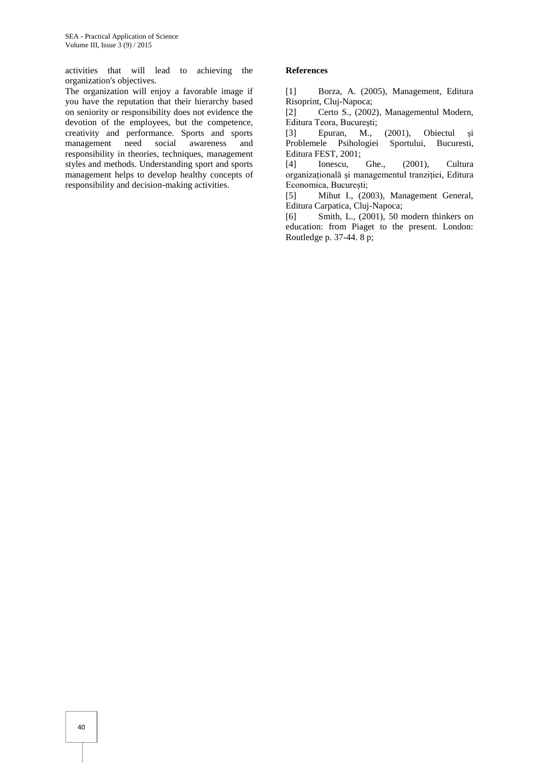activities that will lead to achieving the organization's objectives.

The organization will enjoy a favorable image if you have the reputation that their hierarchy based on seniority or responsibility does not evidence the devotion of the employees, but the competence, creativity and performance. Sports and sports management need social awareness and responsibility in theories, techniques, management styles and methods. Understanding sport and sports management helps to develop healthy concepts of responsibility and decision-making activities.

**References**

[1] Borza, A. (2005), Management, Editura Risoprint, Cluj-Napoca;

[2] Certo S., (2002), Managementul Modern, Editura Teora, București;

[3] Epuran, M., (2001), Obiectul și Problemele Psihologiei Sportului, Bucuresti, Editura FEST, 2001;

[4] Ionescu, Ghe., (2001), Cultura organizațională și managementul tranziției, Editura Economica, București;

[5] Mihut I., (2003), Management General, Editura Carpatica, Cluj-Napoca;

[6] Smith, L., (2001), 50 modern thinkers on education: from Piaget to the present. London: Routledge p. 37-44. 8 p;